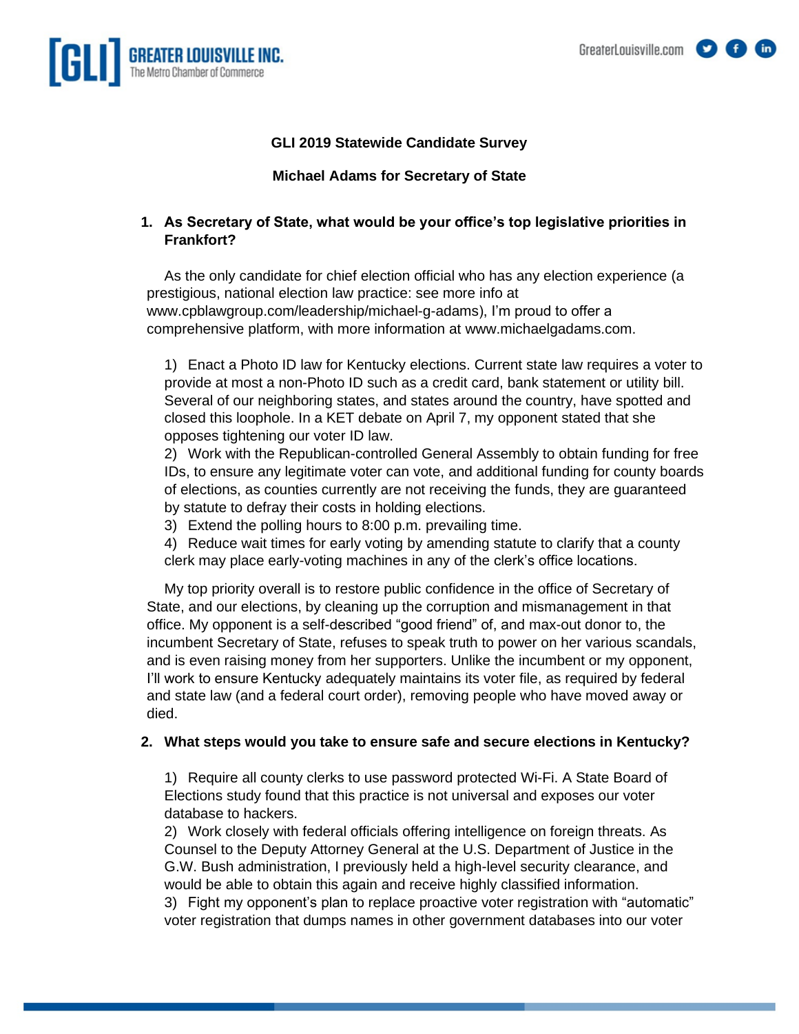**GLI 2019 Statewide Candidate Survey**

**Michael Adams for Secretary of State**

1. **As Secretary of State, what would be your office's top legislative priorities in Frankfort?**

As the only candidate for chief election official who has any election experience (a prestigious, national election law practice: see more info at www.cpblawgroup.com/leadership/michael-g-adams), I'm proud to offer a comprehensive platform, with more information at www.michaelgadams.com.

1) Enact a Photo ID law for Kentucky elections. Current state law requires a voter to provide at most a non-Photo ID such as a credit card, bank statement or utility bill. Several of our neighboring states, and states around the country, have spotted and closed this loophole. In a KET debate on April 7, my opponent stated that she opposes tightening our voter ID law.
2) Work with the Republican-controlled General Assembly to obtain funding for free IDs, to ensure any legitimate voter can vote, and additional funding for county boards of elections, as counties currently are not receiving the funds, they are guaranteed by statute to defray their costs in holding elections.
3) Extend the polling hours to 8:00 p.m. prevailing time.
4) Reduce wait times for early voting by amending statute to clarify that a county clerk may place early-voting machines in any of the clerk's office locations.

My top priority overall is to restore public confidence in the office of Secretary of State, and our elections, by cleaning up the corruption and mismanagement in that office. My opponent is a self-described "good friend" of, and max-out donor to, the incumbent Secretary of State, refuses to speak truth to power on her various scandals, and is even raising money from her supporters. Unlike the incumbent or my opponent, I'll work to ensure Kentucky adequately maintains its voter file, as required by federal and state law (and a federal court order), removing people who have moved away or died.

2. **What steps would you take to ensure safe and secure elections in Kentucky?**

1) Require all county clerks to use password protected Wi-Fi. A State Board of Elections study found that this practice is not universal and exposes our voter database to hackers.
2) Work closely with federal officials offering intelligence on foreign threats. As Counsel to the Deputy Attorney General at the U.S. Department of Justice in the G.W. Bush administration, I previously held a high-level security clearance, and would be able to obtain this again and receive highly classified information.
3) Fight my opponent's plan to replace proactive voter registration with "automatic" voter registration that dumps names in other government databases into our voter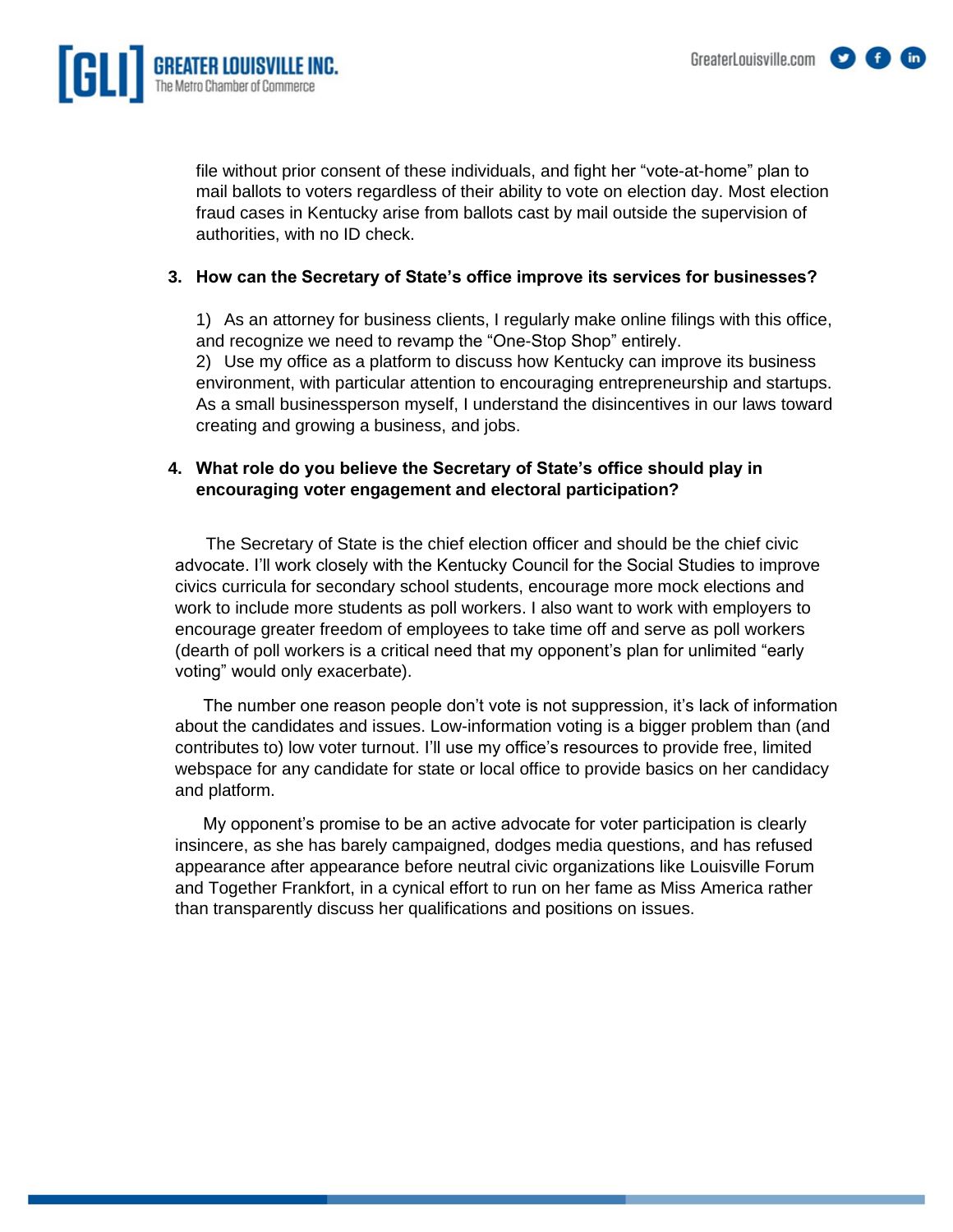file without prior consent of these individuals, and fight her "vote-at-home" plan to mail ballots to voters regardless of their ability to vote on election day. Most election fraud cases in Kentucky arise from ballots cast by mail outside the supervision of authorities, with no ID check.

3. **How can the Secretary of State's office improve its services for businesses?**

   1) As an attorney for business clients, I regularly make online filings with this office, and recognize we need to revamp the "One-Stop Shop" entirely.
   2) Use my office as a platform to discuss how Kentucky can improve its business environment, with particular attention to encouraging entrepreneurship and startups. As a small businessperson myself, I understand the disincentives in our laws toward creating and growing a business, and jobs.

4. **What role do you believe the Secretary of State's office should play in encouraging voter engagement and electoral participation?**

The Secretary of State is the chief election officer and should be the chief civic advocate. I'll work closely with the Kentucky Council for the Social Studies to improve civics curricula for secondary school students, encourage more mock elections and work to include more students as poll workers. I also want to work with employers to encourage greater freedom of employees to take time off and serve as poll workers (dearth of poll workers is a critical need that my opponent's plan for unlimited "early voting" would only exacerbate).

The number one reason people don't vote is not suppression, it's lack of information about the candidates and issues. Low-information voting is a bigger problem than (and contributes to) low voter turnout. I'll use my office's resources to provide free, limited webspace for any candidate for state or local office to provide basics on her candidacy and platform.

My opponent's promise to be an active advocate for voter participation is clearly insincere, as she has barely campaigned, dodges media questions, and has refused appearance after appearance before neutral civic organizations like Louisville Forum and Together Frankfort, in a cynical effort to run on her fame as Miss America rather than transparently discuss her qualifications and positions on issues.